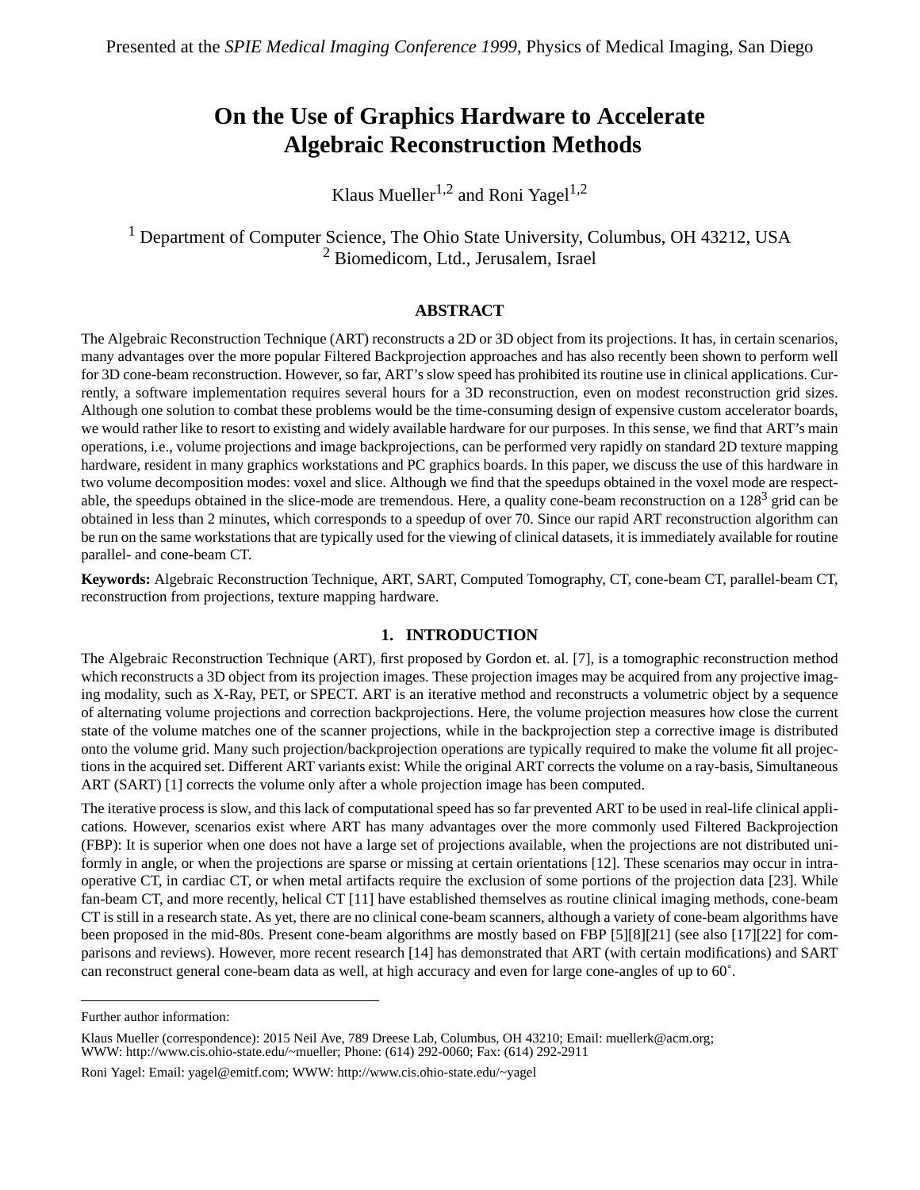Presented at the *SPIE Medical Imaging Conference 1999*, Physics of Medical Imaging, San Diego

# On the Use of Graphics Hardware to Accelerate Algebraic Reconstruction Methods

Klaus Mueller[1,2] and Roni Yagel[1,2]

[1] Department of Computer Science, The Ohio State University, Columbus, OH 43212, USA
[2] Biomedicom, Ltd., Jerusalem, Israel

### ABSTRACT

The Algebraic Reconstruction Technique (ART) reconstructs a 2D or 3D object from its projections. It has, in certain scenarios, many advantages over the more popular Filtered Backprojection approaches and has also recently been shown to perform well for 3D cone-beam reconstruction. However, so far, ART's slow speed has prohibited its routine use in clinical applications. Currently, a software implementation requires several hours for a 3D reconstruction, even on modest reconstruction grid sizes. Although one solution to combat these problems would be the time-consuming design of expensive custom accelerator boards, we would rather like to resort to existing and widely available hardware for our purposes. In this sense, we find that ART's main operations, i.e., volume projections and image backprojections, can be performed very rapidly on standard 2D texture mapping hardware, resident in many graphics workstations and PC graphics boards. In this paper, we discuss the use of this hardware in two volume decomposition modes: voxel and slice. Although we find that the speedups obtained in the voxel mode are respectable, the speedups obtained in the slice-mode are tremendous. Here, a quality cone-beam reconstruction on a $128^3$ grid can be obtained in less than 2 minutes, which corresponds to a speedup of over 70. Since our rapid ART reconstruction algorithm can be run on the same workstations that are typically used for the viewing of clinical datasets, it is immediately available for routine parallel- and cone-beam CT.

**Keywords:** Algebraic Reconstruction Technique, ART, SART, Computed Tomography, CT, cone-beam CT, parallel-beam CT, reconstruction from projections, texture mapping hardware.

## 1. INTRODUCTION

The Algebraic Reconstruction Technique (ART), first proposed by Gordon et. al. [7], is a tomographic reconstruction method which reconstructs a 3D object from its projection images. These projection images may be acquired from any projective imaging modality, such as X-Ray, PET, or SPECT. ART is an iterative method and reconstructs a volumetric object by a sequence of alternating volume projections and correction backprojections. Here, the volume projection measures how close the current state of the volume matches one of the scanner projections, while in the backprojection step a corrective image is distributed onto the volume grid. Many such projection/backprojection operations are typically required to make the volume fit all projections in the acquired set. Different ART variants exist: While the original ART corrects the volume on a ray-basis, Simultaneous ART (SART) [1] corrects the volume only after a whole projection image has been computed.

The iterative process is slow, and this lack of computational speed has so far prevented ART to be used in real-life clinical applications. However, scenarios exist where ART has many advantages over the more commonly used Filtered Backprojection (FBP): It is superior when one does not have a large set of projections available, when the projections are not distributed uniformly in angle, or when the projections are sparse or missing at certain orientations [12]. These scenarios may occur in intraoperative CT, in cardiac CT, or when metal artifacts require the exclusion of some portions of the projection data [23]. While fan-beam CT, and more recently, helical CT [11] have established themselves as routine clinical imaging methods, cone-beam CT is still in a research state. As yet, there are no clinical cone-beam scanners, although a variety of cone-beam algorithms have been proposed in the mid-80s. Present cone-beam algorithms are mostly based on FBP [5][8][21] (see also [17][22] for comparisons and reviews). However, more recent research [14] has demonstrated that ART (with certain modifications) and SART can reconstruct general cone-beam data as well, at high accuracy and even for large cone-angles of up to 60˚.

---

Further author information:

Klaus Mueller (correspondence): 2015 Neil Ave, 789 Dreese Lab, Columbus, OH 43210; Email: muellerk@acm.org; WWW: http://www.cis.ohio-state.edu/~mueller; Phone: (614) 292-0060; Fax: (614) 292-2911

Roni Yagel: Email: yagel@emitf.com; WWW: http://www.cis.ohio-state.edu/~yagel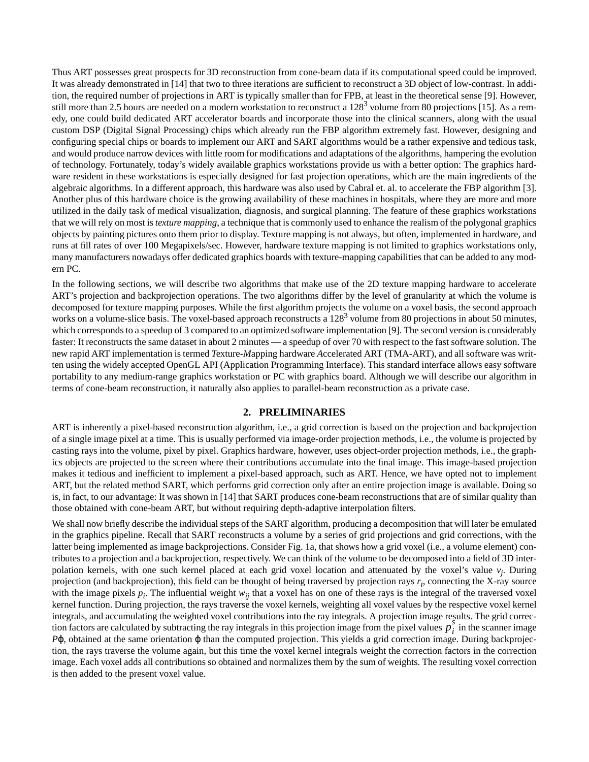Thus ART possesses great prospects for 3D reconstruction from cone-beam data if its computational speed could be improved. It was already demonstrated in [14] that two to three iterations are sufficient to reconstruct a 3D object of low-contrast. In addition, the required number of projections in ART is typically smaller than for FPB, at least in the theoretical sense [9]. However, still more than 2.5 hours are needed on a modern workstation to reconstruct a $128^3$ volume from 80 projections [15]. As a remedy, one could build dedicated ART accelerator boards and incorporate those into the clinical scanners, along with the usual custom DSP (Digital Signal Processing) chips which already run the FBP algorithm extremely fast. However, designing and configuring special chips or boards to implement our ART and SART algorithms would be a rather expensive and tedious task, and would produce narrow devices with little room for modifications and adaptations of the algorithms, hampering the evolution of technology. Fortunately, today's widely available graphics workstations provide us with a better option: The graphics hardware resident in these workstations is especially designed for fast projection operations, which are the main ingredients of the algebraic algorithms. In a different approach, this hardware was also used by Cabral et. al. to accelerate the FBP algorithm [3]. Another plus of this hardware choice is the growing availability of these machines in hospitals, where they are more and more utilized in the daily task of medical visualization, diagnosis, and surgical planning. The feature of these graphics workstations that we will rely on most is *texture mapping*, a technique that is commonly used to enhance the realism of the polygonal graphics objects by painting pictures onto them prior to display. Texture mapping is not always, but often, implemented in hardware, and runs at fill rates of over 100 Megapixels/sec. However, hardware texture mapping is not limited to graphics workstations only, many manufacturers nowadays offer dedicated graphics boards with texture-mapping capabilities that can be added to any modern PC.

In the following sections, we will describe two algorithms that make use of the 2D texture mapping hardware to accelerate ART's projection and backprojection operations. The two algorithms differ by the level of granularity at which the volume is decomposed for texture mapping purposes. While the first algorithm projects the volume on a voxel basis, the second approach works on a volume-slice basis. The voxel-based approach reconstructs a $128^3$ volume from 80 projections in about 50 minutes, which corresponds to a speedup of 3 compared to an optimized software implementation [9]. The second version is considerably faster: It reconstructs the same dataset in about 2 minutes — a speedup of over 70 with respect to the fast software solution. The new rapid ART implementation is termed *T*exture-*M*apping hardware *A*ccelerated ART (TMA-ART), and all software was written using the widely accepted OpenGL API (Application Programming Interface). This standard interface allows easy software portability to any medium-range graphics workstation or PC with graphics board. Although we will describe our algorithm in terms of cone-beam reconstruction, it naturally also applies to parallel-beam reconstruction as a private case.

## 2. PRELIMINARIES

ART is inherently a pixel-based reconstruction algorithm, i.e., a grid correction is based on the projection and backprojection of a single image pixel at a time. This is usually performed via image-order projection methods, i.e., the volume is projected by casting rays into the volume, pixel by pixel. Graphics hardware, however, uses object-order projection methods, i.e., the graphics objects are projected to the screen where their contributions accumulate into the final image. This image-based projection makes it tedious and inefficient to implement a pixel-based approach, such as ART. Hence, we have opted not to implement ART, but the related method SART, which performs grid correction only after an entire projection image is available. Doing so is, in fact, to our advantage: It was shown in [14] that SART produces cone-beam reconstructions that are of similar quality than those obtained with cone-beam ART, but without requiring depth-adaptive interpolation filters.

We shall now briefly describe the individual steps of the SART algorithm, producing a decomposition that will later be emulated in the graphics pipeline. Recall that SART reconstructs a volume by a series of grid projections and grid corrections, with the latter being implemented as image backprojections. Consider Fig. 1a, that shows how a grid voxel (i.e., a volume element) contributes to a projection and a backprojection, respectively. We can think of the volume to be decomposed into a field of 3D interpolation kernels, with one such kernel placed at each grid voxel location and attenuated by the voxel's value $v_j$. During projection (and backprojection), this field can be thought of being traversed by projection rays $r_i$, connecting the X-ray source with the image pixels $p_i$. The influential weight $w_{ij}$ that a voxel has on one of these rays is the integral of the traversed voxel kernel function. During projection, the rays traverse the voxel kernels, weighting all voxel values by the respective voxel kernel integrals, and accumulating the weighted voxel contributions into the ray integrals. A projection image results. The grid correction factors are calculated by subtracting the ray integrals in this projection image from the pixel values $p_i^s$ in the scanner image $P\varphi$, obtained at the same orientation $\varphi$ than the computed projection. This yields a grid correction image. During backprojection, the rays traverse the volume again, but this time the voxel kernel integrals weight the correction factors in the correction image. Each voxel adds all contributions so obtained and normalizes them by the sum of weights. The resulting voxel correction is then added to the present voxel value.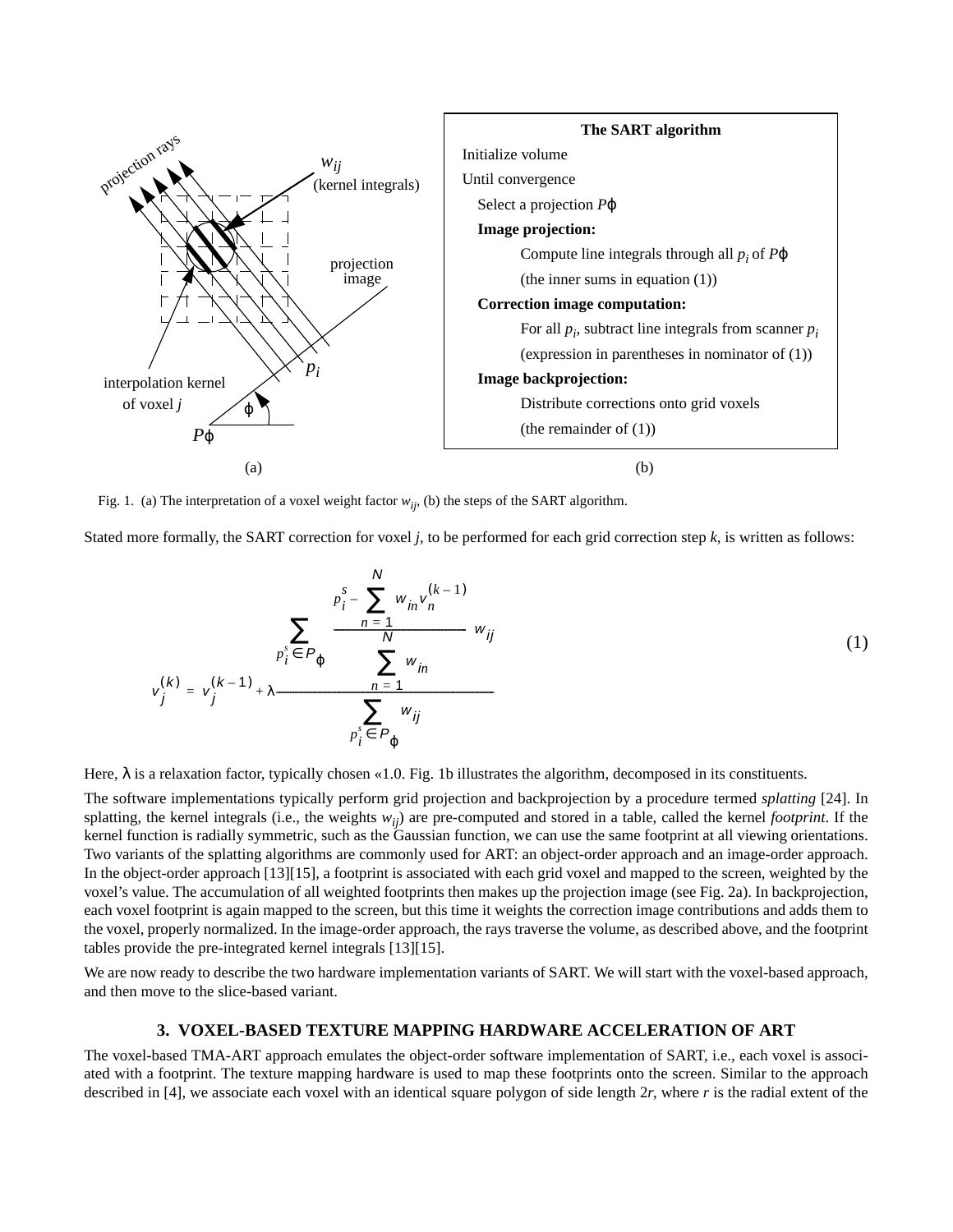**The SART algorithm**

Initialize volume

Until convergence

- Select a projection $P\varphi$
- **Image projection:**
  - Compute line integrals through all $p_i$ of $P\varphi$
  - (the inner sums in equation (1))
- **Correction image computation:**
  - For all $p_i$, subtract line integrals from scanner $p_i$
  - (expression in parentheses in nominator of (1))
- **Image backprojection:**
  - Distribute corrections onto grid voxels
  - (the remainder of (1))

Fig. 1. (a) The interpretation of a voxel weight factor $w_{ij}$, (b) the steps of the SART algorithm.

Stated more formally, the SART correction for voxel $j$, to be performed for each grid correction step $k$, is written as follows:

$$v_j^{(k)} = v_j^{(k-1)} + \lambda \frac{\sum_{p_i^s \in P_\varphi} \frac{p_i^s - \sum_{n=1}^{N} w_{in} v_n^{(k-1)}}{\sum_{n=1}^{N} w_{in}} w_{ij}}{\sum_{p_i^s \in P_\varphi} w_{ij}} \tag{1}$$

Here, $\lambda$ is a relaxation factor, typically chosen «1.0. Fig. 1b illustrates the algorithm, decomposed in its constituents.

The software implementations typically perform grid projection and backprojection by a procedure termed *splatting* [24]. In splatting, the kernel integrals (i.e., the weights $w_{ij}$) are pre-computed and stored in a table, called the kernel *footprint*. If the kernel function is radially symmetric, such as the Gaussian function, we can use the same footprint at all viewing orientations. Two variants of the splatting algorithms are commonly used for ART: an object-order approach and an image-order approach. In the object-order approach [13][15], a footprint is associated with each grid voxel and mapped to the screen, weighted by the voxel's value. The accumulation of all weighted footprints then makes up the projection image (see Fig. 2a). In backprojection, each voxel footprint is again mapped to the screen, but this time it weights the correction image contributions and adds them to the voxel, properly normalized. In the image-order approach, the rays traverse the volume, as described above, and the footprint tables provide the pre-integrated kernel integrals [13][15].

We are now ready to describe the two hardware implementation variants of SART. We will start with the voxel-based approach, and then move to the slice-based variant.

## 3. VOXEL-BASED TEXTURE MAPPING HARDWARE ACCELERATION OF ART

The voxel-based TMA-ART approach emulates the object-order software implementation of SART, i.e., each voxel is associated with a footprint. The texture mapping hardware is used to map these footprints onto the screen. Similar to the approach described in [4], we associate each voxel with an identical square polygon of side length $2r$, where $r$ is the radial extent of the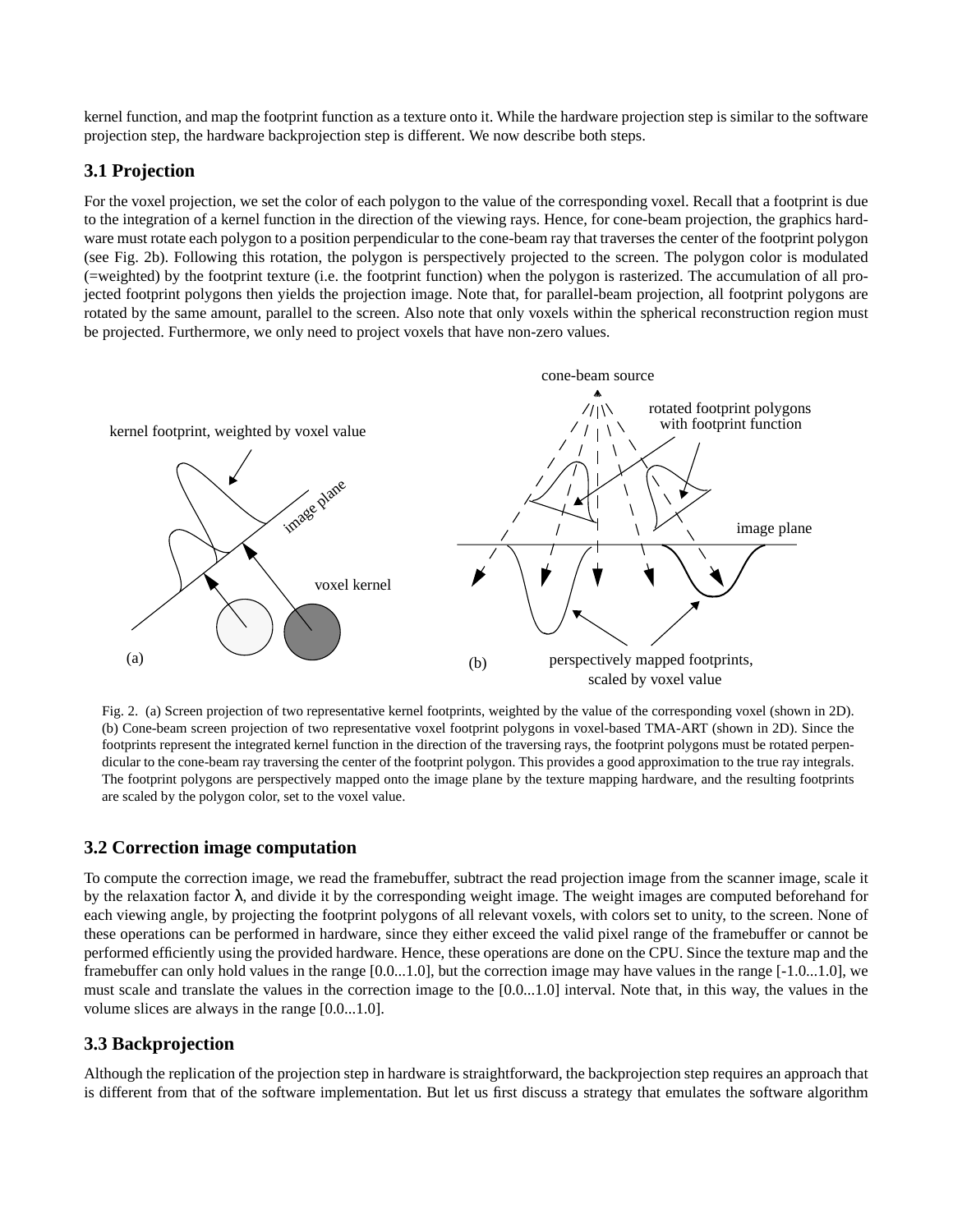kernel function, and map the footprint function as a texture onto it. While the hardware projection step is similar to the software projection step, the hardware backprojection step is different. We now describe both steps.

### 3.1 Projection

For the voxel projection, we set the color of each polygon to the value of the corresponding voxel. Recall that a footprint is due to the integration of a kernel function in the direction of the viewing rays. Hence, for cone-beam projection, the graphics hardware must rotate each polygon to a position perpendicular to the cone-beam ray that traverses the center of the footprint polygon (see Fig. 2b). Following this rotation, the polygon is perspectively projected to the screen. The polygon color is modulated (=weighted) by the footprint texture (i.e. the footprint function) when the polygon is rasterized. The accumulation of all projected footprint polygons then yields the projection image. Note that, for parallel-beam projection, all footprint polygons are rotated by the same amount, parallel to the screen. Also note that only voxels within the spherical reconstruction region must be projected. Furthermore, we only need to project voxels that have non-zero values.

Fig. 2. (a) Screen projection of two representative kernel footprints, weighted by the value of the corresponding voxel (shown in 2D). (b) Cone-beam screen projection of two representative voxel footprint polygons in voxel-based TMA-ART (shown in 2D). Since the footprints represent the integrated kernel function in the direction of the traversing rays, the footprint polygons must be rotated perpendicular to the cone-beam ray traversing the center of the footprint polygon. This provides a good approximation to the true ray integrals. The footprint polygons are perspectively mapped onto the image plane by the texture mapping hardware, and the resulting footprints are scaled by the polygon color, set to the voxel value.

### 3.2 Correction image computation

To compute the correction image, we read the framebuffer, subtract the read projection image from the scanner image, scale it by the relaxation factor $\lambda$, and divide it by the corresponding weight image. The weight images are computed beforehand for each viewing angle, by projecting the footprint polygons of all relevant voxels, with colors set to unity, to the screen. None of these operations can be performed in hardware, since they either exceed the valid pixel range of the framebuffer or cannot be performed efficiently using the provided hardware. Hence, these operations are done on the CPU. Since the texture map and the framebuffer can only hold values in the range [0.0...1.0], but the correction image may have values in the range [-1.0...1.0], we must scale and translate the values in the correction image to the [0.0...1.0] interval. Note that, in this way, the values in the volume slices are always in the range [0.0...1.0].

### 3.3 Backprojection

Although the replication of the projection step in hardware is straightforward, the backprojection step requires an approach that is different from that of the software implementation. But let us first discuss a strategy that emulates the software algorithm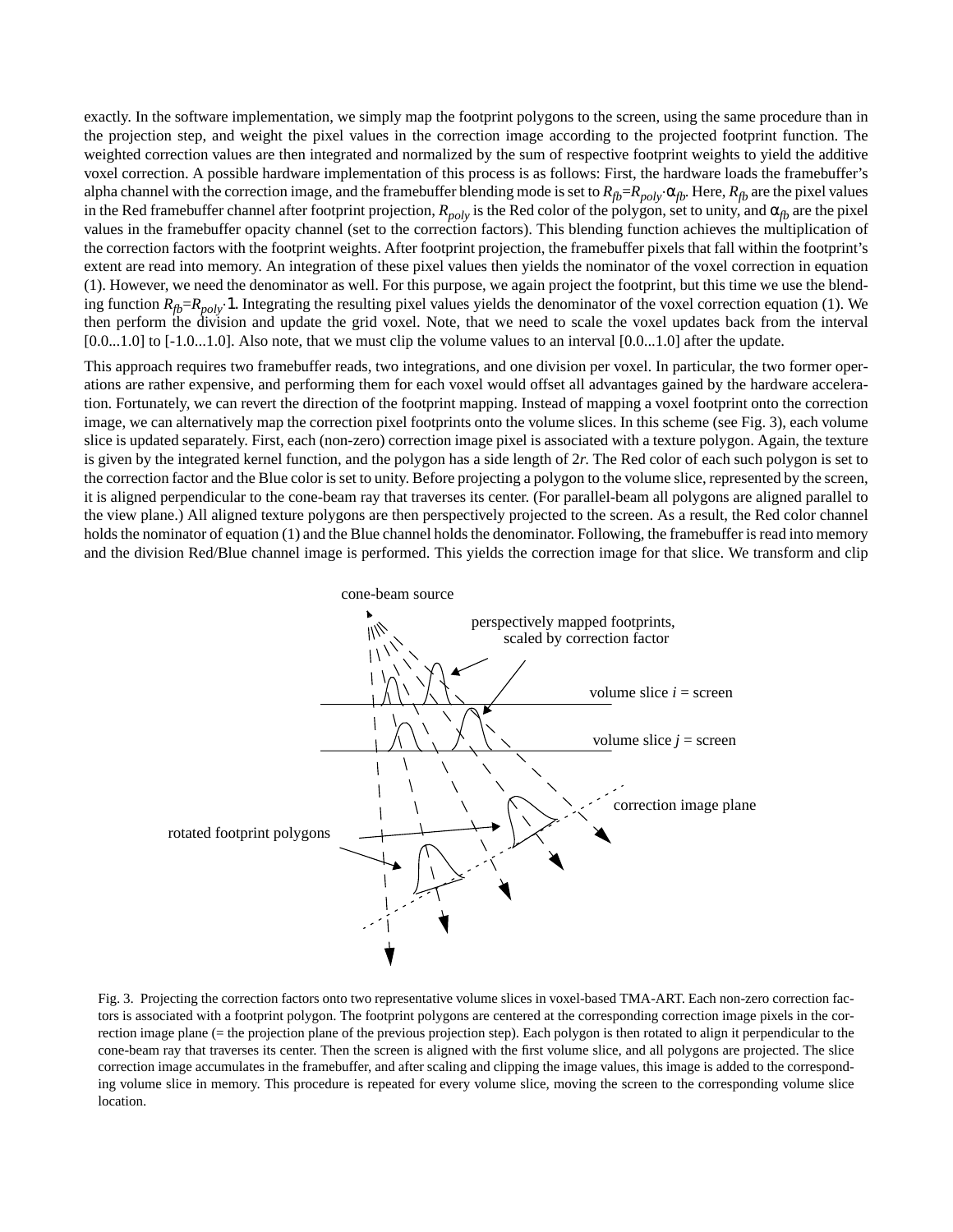exactly. In the software implementation, we simply map the footprint polygons to the screen, using the same procedure than in the projection step, and weight the pixel values in the correction image according to the projected footprint function. The weighted correction values are then integrated and normalized by the sum of respective footprint weights to yield the additive voxel correction. A possible hardware implementation of this process is as follows: First, the hardware loads the framebuffer's alpha channel with the correction image, and the framebuffer blending mode is set to $R_{fb}=R_{poly}\cdot\alpha_{fb}$. Here, $R_{fb}$ are the pixel values in the Red framebuffer channel after footprint projection, $R_{poly}$ is the Red color of the polygon, set to unity, and $\alpha_{fb}$ are the pixel values in the framebuffer opacity channel (set to the correction factors). This blending function achieves the multiplication of the correction factors with the footprint weights. After footprint projection, the framebuffer pixels that fall within the footprint's extent are read into memory. An integration of these pixel values then yields the nominator of the voxel correction in equation (1). However, we need the denominator as well. For this purpose, we again project the footprint, but this time we use the blending function $R_{fb}=R_{poly}\cdot 1$. Integrating the resulting pixel values yields the denominator of the voxel correction equation (1). We then perform the division and update the grid voxel. Note, that we need to scale the voxel updates back from the interval [0.0...1.0] to [-1.0...1.0]. Also note, that we must clip the volume values to an interval [0.0...1.0] after the update.

This approach requires two framebuffer reads, two integrations, and one division per voxel. In particular, the two former operations are rather expensive, and performing them for each voxel would offset all advantages gained by the hardware acceleration. Fortunately, we can revert the direction of the footprint mapping. Instead of mapping a voxel footprint onto the correction image, we can alternatively map the correction pixel footprints onto the volume slices. In this scheme (see Fig. 3), each volume slice is updated separately. First, each (non-zero) correction image pixel is associated with a texture polygon. Again, the texture is given by the integrated kernel function, and the polygon has a side length of $2r$. The Red color of each such polygon is set to the correction factor and the Blue color is set to unity. Before projecting a polygon to the volume slice, represented by the screen, it is aligned perpendicular to the cone-beam ray that traverses its center. (For parallel-beam all polygons are aligned parallel to the view plane.) All aligned texture polygons are then perspectively projected to the screen. As a result, the Red color channel holds the nominator of equation (1) and the Blue channel holds the denominator. Following, the framebuffer is read into memory and the division Red/Blue channel image is performed. This yields the correction image for that slice. We transform and clip

Fig. 3. Projecting the correction factors onto two representative volume slices in voxel-based TMA-ART. Each non-zero correction factors is associated with a footprint polygon. The footprint polygons are centered at the corresponding correction image pixels in the correction image plane (= the projection plane of the previous projection step). Each polygon is then rotated to align it perpendicular to the cone-beam ray that traverses its center. Then the screen is aligned with the first volume slice, and all polygons are projected. The slice correction image accumulates in the framebuffer, and after scaling and clipping the image values, this image is added to the corresponding volume slice in memory. This procedure is repeated for every volume slice, moving the screen to the corresponding volume slice location.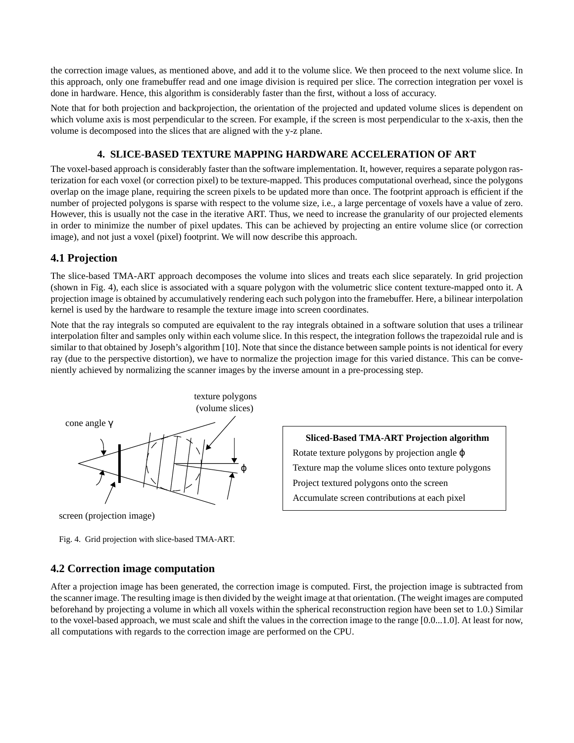the correction image values, as mentioned above, and add it to the volume slice. We then proceed to the next volume slice. In this approach, only one framebuffer read and one image division is required per slice. The correction integration per voxel is done in hardware. Hence, this algorithm is considerably faster than the first, without a loss of accuracy.

Note that for both projection and backprojection, the orientation of the projected and updated volume slices is dependent on which volume axis is most perpendicular to the screen. For example, if the screen is most perpendicular to the x-axis, then the volume is decomposed into the slices that are aligned with the y-z plane.

## 4. SLICE-BASED TEXTURE MAPPING HARDWARE ACCELERATION OF ART

The voxel-based approach is considerably faster than the software implementation. It, however, requires a separate polygon rasterization for each voxel (or correction pixel) to be texture-mapped. This produces computational overhead, since the polygons overlap on the image plane, requiring the screen pixels to be updated more than once. The footprint approach is efficient if the number of projected polygons is sparse with respect to the volume size, i.e., a large percentage of voxels have a value of zero. However, this is usually not the case in the iterative ART. Thus, we need to increase the granularity of our projected elements in order to minimize the number of pixel updates. This can be achieved by projecting an entire volume slice (or correction image), and not just a voxel (pixel) footprint. We will now describe this approach.

### 4.1 Projection

The slice-based TMA-ART approach decomposes the volume into slices and treats each slice separately. In grid projection (shown in Fig. 4), each slice is associated with a square polygon with the volumetric slice content texture-mapped onto it. A projection image is obtained by accumulatively rendering each such polygon into the framebuffer. Here, a bilinear interpolation kernel is used by the hardware to resample the texture image into screen coordinates.

Note that the ray integrals so computed are equivalent to the ray integrals obtained in a software solution that uses a trilinear interpolation filter and samples only within each volume slice. In this respect, the integration follows the trapezoidal rule and is similar to that obtained by Joseph's algorithm [10]. Note that since the distance between sample points is not identical for every ray (due to the perspective distortion), we have to normalize the projection image for this varied distance. This can be conveniently achieved by normalizing the scanner images by the inverse amount in a pre-processing step.

texture polygons (volume slices)

cone angle $\gamma$

$\phi$

screen (projection image)

**Sliced-Based TMA-ART Projection algorithm**

Rotate texture polygons by projection angle $\phi$

Texture map the volume slices onto texture polygons

Project textured polygons onto the screen

Accumulate screen contributions at each pixel

Fig. 4. Grid projection with slice-based TMA-ART.

### 4.2 Correction image computation

After a projection image has been generated, the correction image is computed. First, the projection image is subtracted from the scanner image. The resulting image is then divided by the weight image at that orientation. (The weight images are computed beforehand by projecting a volume in which all voxels within the spherical reconstruction region have been set to 1.0.) Similar to the voxel-based approach, we must scale and shift the values in the correction image to the range [0.0...1.0]. At least for now, all computations with regards to the correction image are performed on the CPU.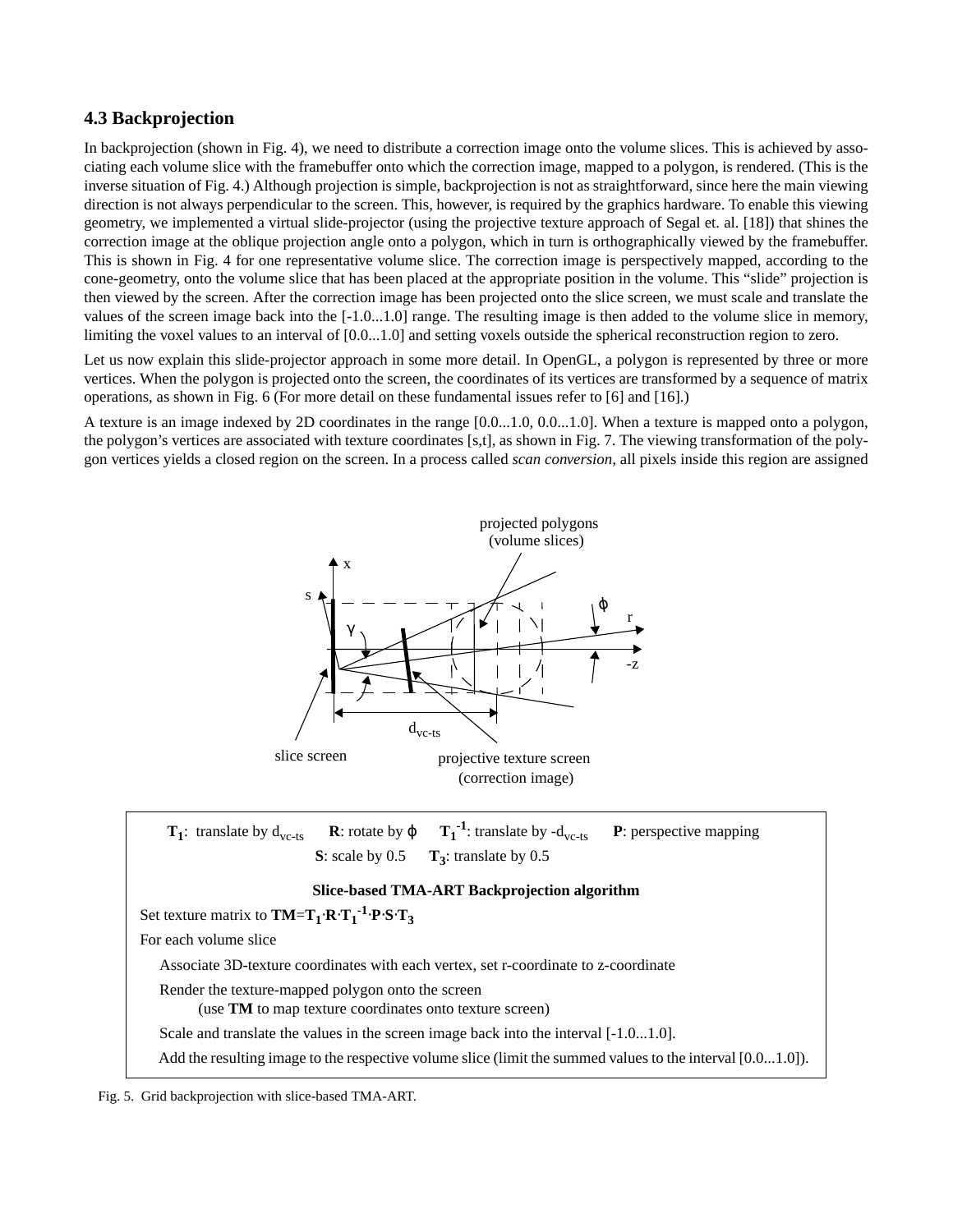### 4.3 Backprojection

In backprojection (shown in Fig. 4), we need to distribute a correction image onto the volume slices. This is achieved by associating each volume slice with the framebuffer onto which the correction image, mapped to a polygon, is rendered. (This is the inverse situation of Fig. 4.) Although projection is simple, backprojection is not as straightforward, since here the main viewing direction is not always perpendicular to the screen. This, however, is required by the graphics hardware. To enable this viewing geometry, we implemented a virtual slide-projector (using the projective texture approach of Segal et. al. [18]) that shines the correction image at the oblique projection angle onto a polygon, which in turn is orthographically viewed by the framebuffer. This is shown in Fig. 4 for one representative volume slice. The correction image is perspectively mapped, according to the cone-geometry, onto the volume slice that has been placed at the appropriate position in the volume. This "slide" projection is then viewed by the screen. After the correction image has been projected onto the slice screen, we must scale and translate the values of the screen image back into the [-1.0...1.0] range. The resulting image is then added to the volume slice in memory, limiting the voxel values to an interval of [0.0...1.0] and setting voxels outside the spherical reconstruction region to zero.

Let us now explain this slide-projector approach in some more detail. In OpenGL, a polygon is represented by three or more vertices. When the polygon is projected onto the screen, the coordinates of its vertices are transformed by a sequence of matrix operations, as shown in Fig. 6 (For more detail on these fundamental issues refer to [6] and [16].)

A texture is an image indexed by 2D coordinates in the range [0.0...1.0, 0.0...1.0]. When a texture is mapped onto a polygon, the polygon's vertices are associated with texture coordinates [s,t], as shown in Fig. 7. The viewing transformation of the polygon vertices yields a closed region on the screen. In a process called *scan conversion,* all pixels inside this region are assigned

$\mathbf{T_1}$: translate by $d_{vc\text{-}ts}$ **R**: rotate by $\varphi$ $\mathbf{T_1^{-1}}$: translate by $-d_{vc\text{-}ts}$ **P**: perspective mapping
**S**: scale by 0.5 $\mathbf{T_3}$: translate by 0.5

**Slice-based TMA-ART Backprojection algorithm**

Set texture matrix to $\mathbf{TM}=\mathbf{T_1}\cdot\mathbf{R}\cdot\mathbf{T_1^{-1}}\cdot\mathbf{P}\cdot\mathbf{S}\cdot\mathbf{T_3}$

For each volume slice

- Associate 3D-texture coordinates with each vertex, set r-coordinate to z-coordinate
- Render the texture-mapped polygon onto the screen
  (use **TM** to map texture coordinates onto texture screen)
- Scale and translate the values in the screen image back into the interval [-1.0...1.0].
- Add the resulting image to the respective volume slice (limit the summed values to the interval [0.0...1.0]).

Fig. 5. Grid backprojection with slice-based TMA-ART.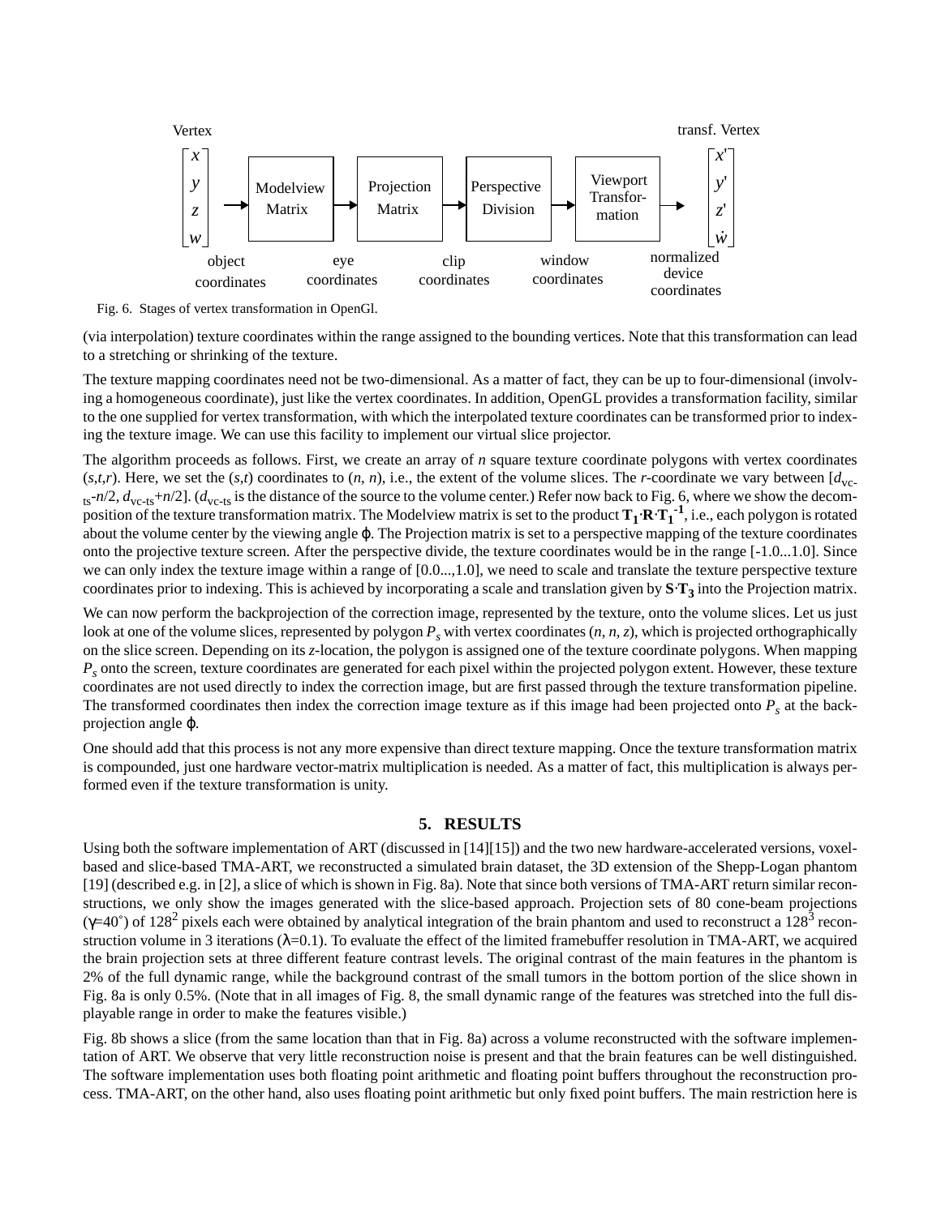Vertex $\begin{bmatrix} x \\ y \\ z \\ w \end{bmatrix}$ → Modelview Matrix → Projection Matrix → Perspective Division → Viewport Transformation → transf. Vertex $\begin{bmatrix} x' \\ y' \\ z' \\ \dot{w} \end{bmatrix}$

object coordinates, eye coordinates, clip coordinates, window coordinates, normalized device coordinates

Fig. 6. Stages of vertex transformation in OpenGl.

(via interpolation) texture coordinates within the range assigned to the bounding vertices. Note that this transformation can lead to a stretching or shrinking of the texture.

The texture mapping coordinates need not be two-dimensional. As a matter of fact, they can be up to four-dimensional (involving a homogeneous coordinate), just like the vertex coordinates. In addition, OpenGL provides a transformation facility, similar to the one supplied for vertex transformation, with which the interpolated texture coordinates can be transformed prior to indexing the texture image. We can use this facility to implement our virtual slice projector.

The algorithm proceeds as follows. First, we create an array of $n$ square texture coordinate polygons with vertex coordinates $(s,t,r)$. Here, we set the $(s,t)$ coordinates to $(n, n)$, i.e., the extent of the volume slices. The $r$-coordinate we vary between $[d_{\text{vc-ts}}-n/2, d_{\text{vc-ts}}+n/2]$. ($d_{\text{vc-ts}}$ is the distance of the source to the volume center.) Refer now back to Fig. 6, where we show the decomposition of the texture transformation matrix. The Modelview matrix is set to the product $\mathbf{T_1}\cdot\mathbf{R}\cdot\mathbf{T_1}^{-1}$, i.e., each polygon is rotated about the volume center by the viewing angle $\varphi$. The Projection matrix is set to a perspective mapping of the texture coordinates onto the projective texture screen. After the perspective divide, the texture coordinates would be in the range [-1.0...1.0]. Since we can only index the texture image within a range of [0.0...,1.0], we need to scale and translate the texture perspective texture coordinates prior to indexing. This is achieved by incorporating a scale and translation given by $\mathbf{S}\cdot\mathbf{T_3}$ into the Projection matrix.

We can now perform the backprojection of the correction image, represented by the texture, onto the volume slices. Let us just look at one of the volume slices, represented by polygon $P_s$ with vertex coordinates $(n, n, z)$, which is projected orthographically on the slice screen. Depending on its $z$-location, the polygon is assigned one of the texture coordinate polygons. When mapping $P_s$ onto the screen, texture coordinates are generated for each pixel within the projected polygon extent. However, these texture coordinates are not used directly to index the correction image, but are first passed through the texture transformation pipeline. The transformed coordinates then index the correction image texture as if this image had been projected onto $P_s$ at the backprojection angle $\varphi$.

One should add that this process is not any more expensive than direct texture mapping. Once the texture transformation matrix is compounded, just one hardware vector-matrix multiplication is needed. As a matter of fact, this multiplication is always performed even if the texture transformation is unity.

## 5. RESULTS

Using both the software implementation of ART (discussed in [14][15]) and the two new hardware-accelerated versions, voxel-based and slice-based TMA-ART, we reconstructed a simulated brain dataset, the 3D extension of the Shepp-Logan phantom [19] (described e.g. in [2], a slice of which is shown in Fig. 8a). Note that since both versions of TMA-ART return similar reconstructions, we only show the images generated with the slice-based approach. Projection sets of 80 cone-beam projections ($\gamma$=40˚) of $128^2$ pixels each were obtained by analytical integration of the brain phantom and used to reconstruct a $128^3$ reconstruction volume in 3 iterations ($\lambda$=0.1). To evaluate the effect of the limited framebuffer resolution in TMA-ART, we acquired the brain projection sets at three different feature contrast levels. The original contrast of the main features in the phantom is 2% of the full dynamic range, while the background contrast of the small tumors in the bottom portion of the slice shown in Fig. 8a is only 0.5%. (Note that in all images of Fig. 8, the small dynamic range of the features was stretched into the full displayable range in order to make the features visible.)

Fig. 8b shows a slice (from the same location than that in Fig. 8a) across a volume reconstructed with the software implementation of ART. We observe that very little reconstruction noise is present and that the brain features can be well distinguished. The software implementation uses both floating point arithmetic and floating point buffers throughout the reconstruction process. TMA-ART, on the other hand, also uses floating point arithmetic but only fixed point buffers. The main restriction here is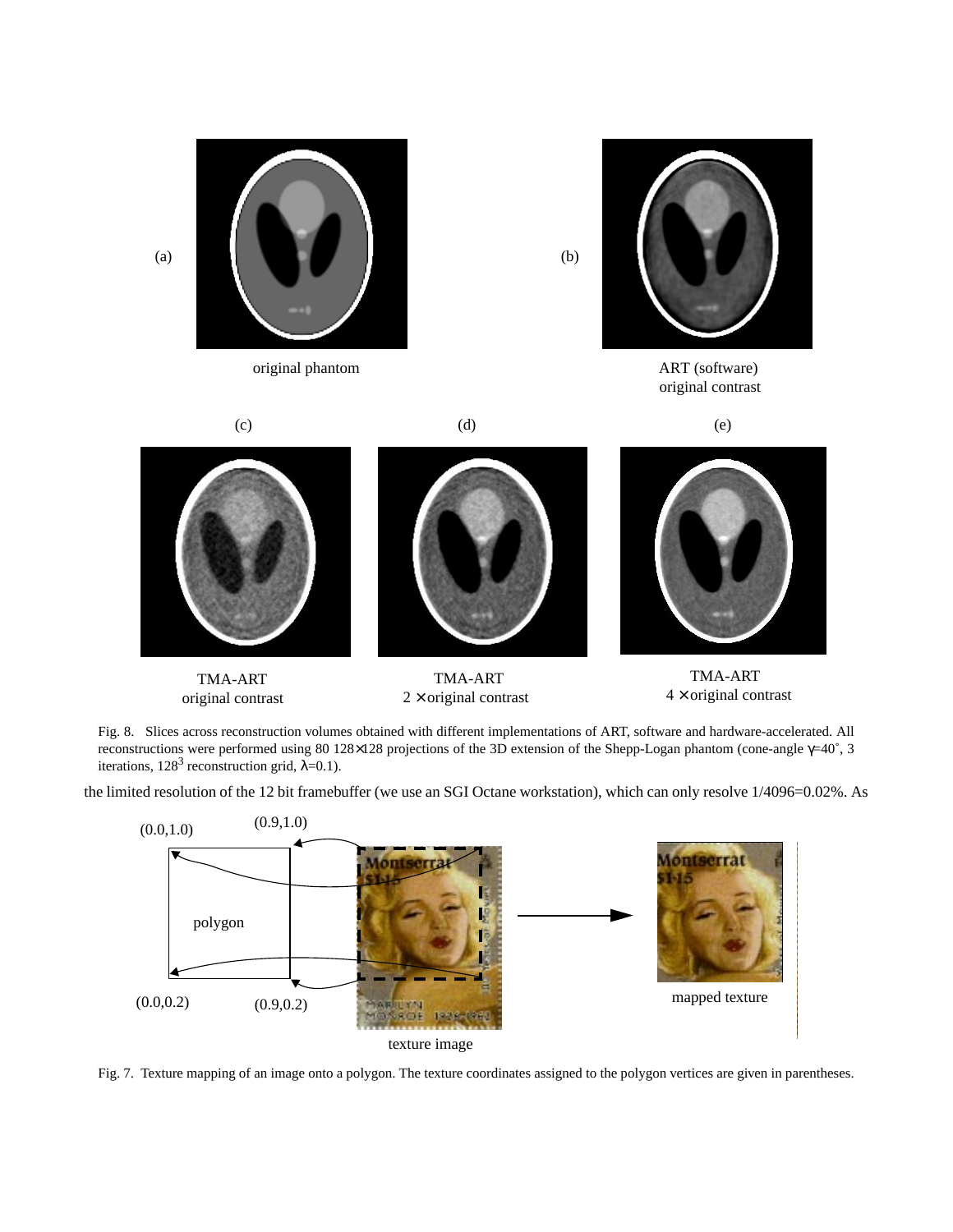(a)

original phantom

(b)

ART (software)
original contrast

(c)

TMA-ART
original contrast

(d)

TMA-ART
$2 \times$ original contrast

(e)

TMA-ART
$4 \times$ original contrast

Fig. 8. Slices across reconstruction volumes obtained with different implementations of ART, software and hardware-accelerated. All reconstructions were performed using 80 $128 \times 128$ projections of the 3D extension of the Shepp-Logan phantom (cone-angle $\gamma$=40˚, 3 iterations, $128^3$ reconstruction grid, $\lambda$=0.1).

the limited resolution of the 12 bit framebuffer (we use an SGI Octane workstation), which can only resolve 1/4096=0.02%. As

(0.0,1.0) (0.9,1.0)

polygon

(0.0,0.2) (0.9,0.2)

texture image

mapped texture

Fig. 7. Texture mapping of an image onto a polygon. The texture coordinates assigned to the polygon vertices are given in parentheses.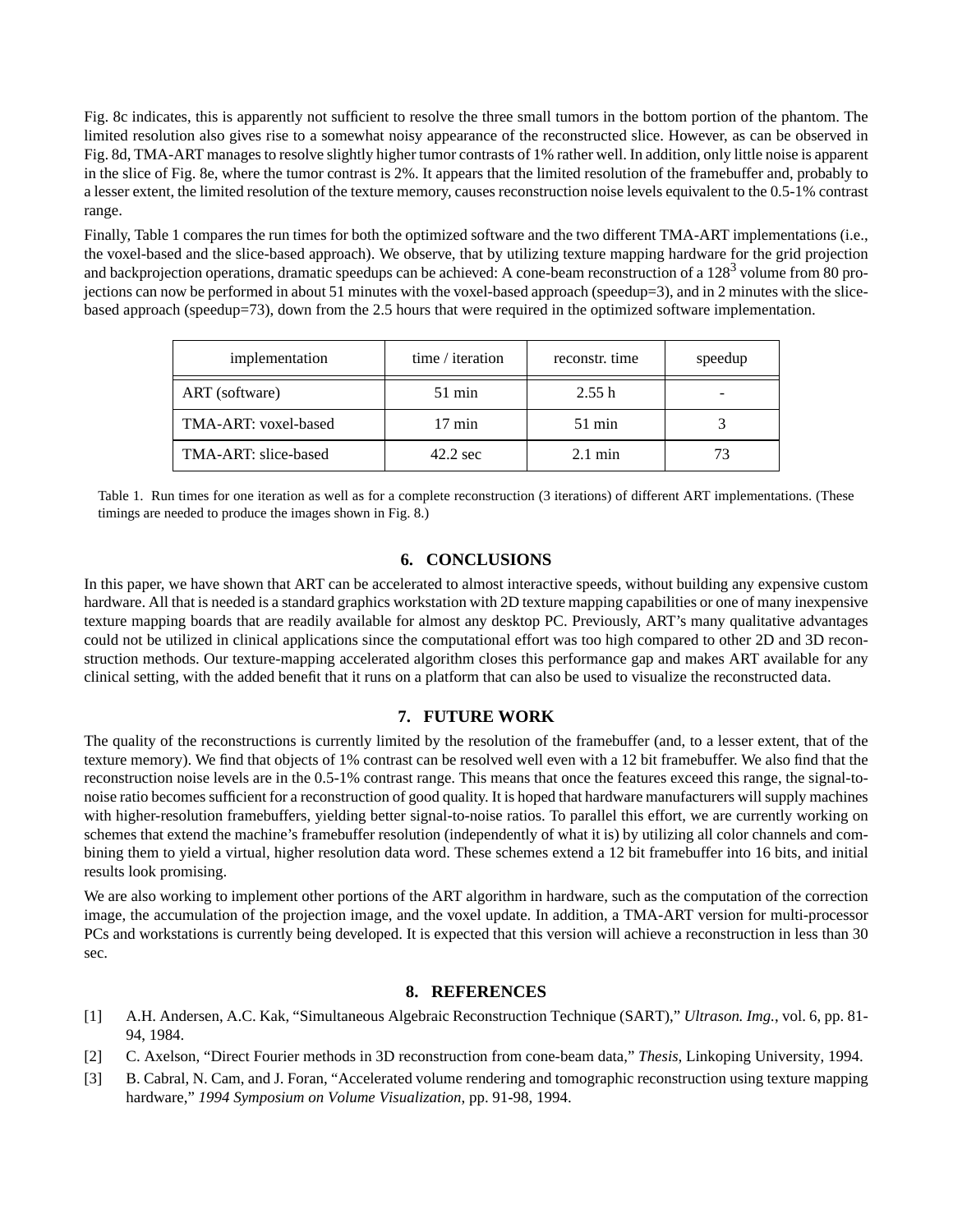Fig. 8c indicates, this is apparently not sufficient to resolve the three small tumors in the bottom portion of the phantom. The limited resolution also gives rise to a somewhat noisy appearance of the reconstructed slice. However, as can be observed in Fig. 8d, TMA-ART manages to resolve slightly higher tumor contrasts of 1% rather well. In addition, only little noise is apparent in the slice of Fig. 8e, where the tumor contrast is 2%. It appears that the limited resolution of the framebuffer and, probably to a lesser extent, the limited resolution of the texture memory, causes reconstruction noise levels equivalent to the 0.5-1% contrast range.

Finally, Table 1 compares the run times for both the optimized software and the two different TMA-ART implementations (i.e., the voxel-based and the slice-based approach). We observe, that by utilizing texture mapping hardware for the grid projection and backprojection operations, dramatic speedups can be achieved: A cone-beam reconstruction of a $128^3$ volume from 80 projections can now be performed in about 51 minutes with the voxel-based approach (speedup=3), and in 2 minutes with the slice-based approach (speedup=73), down from the 2.5 hours that were required in the optimized software implementation.

| implementation | time / iteration | reconstr. time | speedup |
|---|---|---|---|
| ART (software) | 51 min | 2.55 h | - |
| TMA-ART: voxel-based | 17 min | 51 min | 3 |
| TMA-ART: slice-based | 42.2 sec | 2.1 min | 73 |

Table 1. Run times for one iteration as well as for a complete reconstruction (3 iterations) of different ART implementations. (These timings are needed to produce the images shown in Fig. 8.)

## 6. CONCLUSIONS

In this paper, we have shown that ART can be accelerated to almost interactive speeds, without building any expensive custom hardware. All that is needed is a standard graphics workstation with 2D texture mapping capabilities or one of many inexpensive texture mapping boards that are readily available for almost any desktop PC. Previously, ART's many qualitative advantages could not be utilized in clinical applications since the computational effort was too high compared to other 2D and 3D reconstruction methods. Our texture-mapping accelerated algorithm closes this performance gap and makes ART available for any clinical setting, with the added benefit that it runs on a platform that can also be used to visualize the reconstructed data.

## 7. FUTURE WORK

The quality of the reconstructions is currently limited by the resolution of the framebuffer (and, to a lesser extent, that of the texture memory). We find that objects of 1% contrast can be resolved well even with a 12 bit framebuffer. We also find that the reconstruction noise levels are in the 0.5-1% contrast range. This means that once the features exceed this range, the signal-to-noise ratio becomes sufficient for a reconstruction of good quality. It is hoped that hardware manufacturers will supply machines with higher-resolution framebuffers, yielding better signal-to-noise ratios. To parallel this effort, we are currently working on schemes that extend the machine's framebuffer resolution (independently of what it is) by utilizing all color channels and combining them to yield a virtual, higher resolution data word. These schemes extend a 12 bit framebuffer into 16 bits, and initial results look promising.

We are also working to implement other portions of the ART algorithm in hardware, such as the computation of the correction image, the accumulation of the projection image, and the voxel update. In addition, a TMA-ART version for multi-processor PCs and workstations is currently being developed. It is expected that this version will achieve a reconstruction in less than 30 sec.

## 8. REFERENCES

[1] A.H. Andersen, A.C. Kak, "Simultaneous Algebraic Reconstruction Technique (SART)," *Ultrason. Img.*, vol. 6, pp. 81-94, 1984.

[2] C. Axelson, "Direct Fourier methods in 3D reconstruction from cone-beam data," *Thesis*, Linkoping University, 1994.

[3] B. Cabral, N. Cam, and J. Foran, "Accelerated volume rendering and tomographic reconstruction using texture mapping hardware," *1994 Symposium on Volume Visualization*, pp. 91-98, 1994.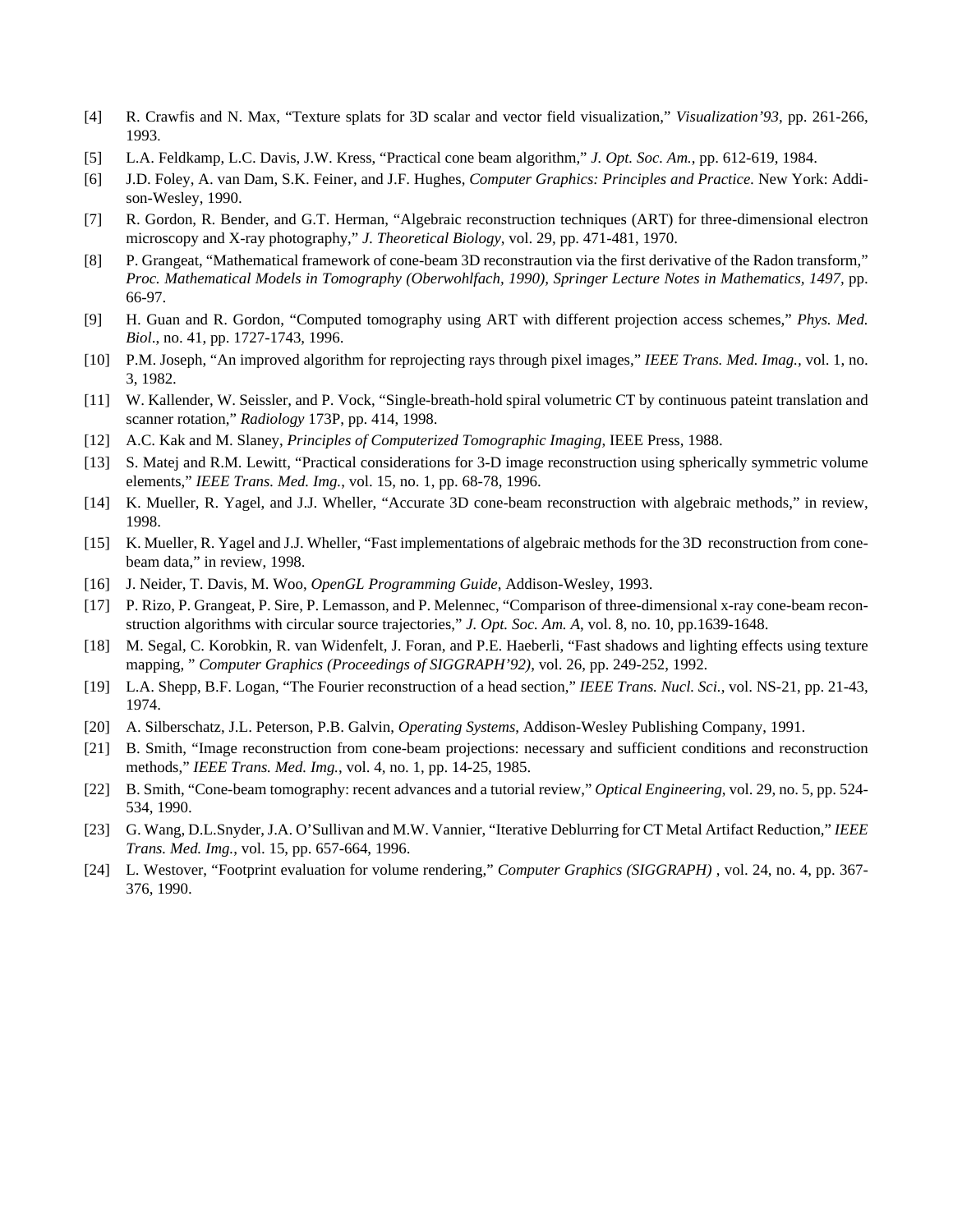[4] R. Crawfis and N. Max, "Texture splats for 3D scalar and vector field visualization," *Visualization'93*, pp. 261-266, 1993.

[5] L.A. Feldkamp, L.C. Davis, J.W. Kress, "Practical cone beam algorithm," *J. Opt. Soc. Am.*, pp. 612-619, 1984.

[6] J.D. Foley, A. van Dam, S.K. Feiner, and J.F. Hughes, *Computer Graphics: Principles and Practice.* New York: Addison-Wesley, 1990.

[7] R. Gordon, R. Bender, and G.T. Herman, "Algebraic reconstruction techniques (ART) for three-dimensional electron microscopy and X-ray photography," *J. Theoretical Biology*, vol. 29, pp. 471-481, 1970.

[8] P. Grangeat, "Mathematical framework of cone-beam 3D reconstraution via the first derivative of the Radon transform," *Proc. Mathematical Models in Tomography (Oberwohlfach, 1990), Springer Lecture Notes in Mathematics, 1497*, pp. 66-97.

[9] H. Guan and R. Gordon, "Computed tomography using ART with different projection access schemes," *Phys. Med. Biol.*, no. 41, pp. 1727-1743, 1996.

[10] P.M. Joseph, "An improved algorithm for reprojecting rays through pixel images," *IEEE Trans. Med. Imag.*, vol. 1, no. 3, 1982.

[11] W. Kallender, W. Seissler, and P. Vock, "Single-breath-hold spiral volumetric CT by continuous pateint translation and scanner rotation," *Radiology* 173P, pp. 414, 1998.

[12] A.C. Kak and M. Slaney, *Principles of Computerized Tomographic Imaging*, IEEE Press, 1988.

[13] S. Matej and R.M. Lewitt, "Practical considerations for 3-D image reconstruction using spherically symmetric volume elements," *IEEE Trans. Med. Img.*, vol. 15, no. 1, pp. 68-78, 1996.

[14] K. Mueller, R. Yagel, and J.J. Wheller, "Accurate 3D cone-beam reconstruction with algebraic methods," in review, 1998.

[15] K. Mueller, R. Yagel and J.J. Wheller, "Fast implementations of algebraic methods for the 3D reconstruction from cone-beam data," in review, 1998.

[16] J. Neider, T. Davis, M. Woo, *OpenGL Programming Guide*, Addison-Wesley, 1993.

[17] P. Rizo, P. Grangeat, P. Sire, P. Lemasson, and P. Melennec, "Comparison of three-dimensional x-ray cone-beam reconstruction algorithms with circular source trajectories," *J. Opt. Soc. Am. A*, vol. 8, no. 10, pp.1639-1648.

[18] M. Segal, C. Korobkin, R. van Widenfelt, J. Foran, and P.E. Haeberli, "Fast shadows and lighting effects using texture mapping, " *Computer Graphics (Proceedings of SIGGRAPH'92)*, vol. 26, pp. 249-252, 1992.

[19] L.A. Shepp, B.F. Logan, "The Fourier reconstruction of a head section," *IEEE Trans. Nucl. Sci.*, vol. NS-21, pp. 21-43, 1974.

[20] A. Silberschatz, J.L. Peterson, P.B. Galvin, *Operating Systems*, Addison-Wesley Publishing Company, 1991.

[21] B. Smith, "Image reconstruction from cone-beam projections: necessary and sufficient conditions and reconstruction methods," *IEEE Trans. Med. Img.*, vol. 4, no. 1, pp. 14-25, 1985.

[22] B. Smith, "Cone-beam tomography: recent advances and a tutorial review," *Optical Engineering*, vol. 29, no. 5, pp. 524-534, 1990.

[23] G. Wang, D.L.Snyder, J.A. O'Sullivan and M.W. Vannier, "Iterative Deblurring for CT Metal Artifact Reduction," *IEEE Trans. Med. Img.*, vol. 15, pp. 657-664, 1996.

[24] L. Westover, "Footprint evaluation for volume rendering," *Computer Graphics (SIGGRAPH)* , vol. 24, no. 4, pp. 367-376, 1990.